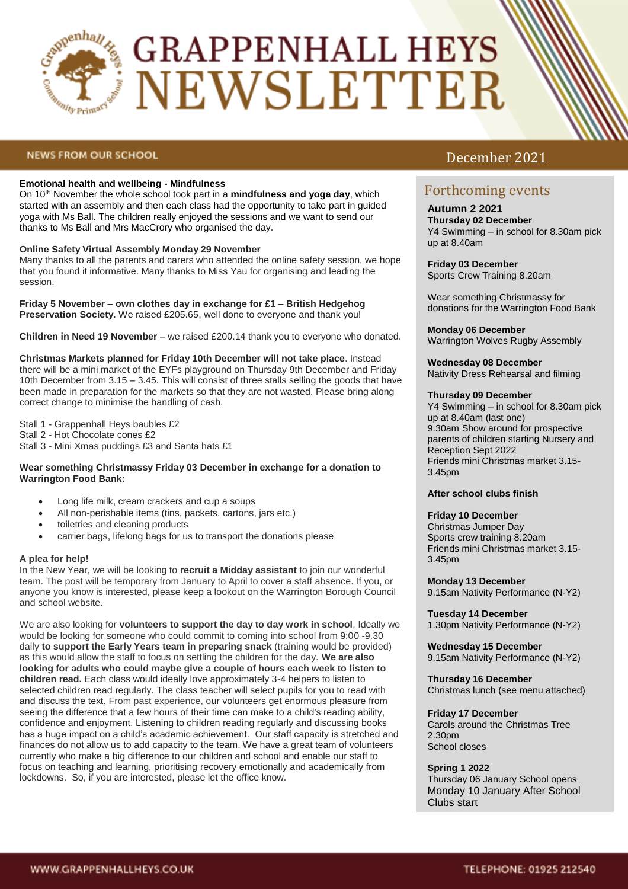# GRAPPENHALL HEYS NEWSLETTER

## NEWS FROM OUR SCHOOL

December 2021

**Emotional health and wellbeing - Mindfulness**

On 10th November the whole school took part in a **mindfulness and yoga day**, which started with an assembly and then each class had the opportunity to take part in guided yoga with Ms Ball. The children really enjoyed the sessions and we want to send our thanks to Ms Ball and Mrs MacCrory who organised the day.

**Online Safety Virtual Assembly Monday 29 November**

Many thanks to all the parents and carers who attended the online safety session, we hope that you found it informative. Many thanks to Miss Yau for organising and leading the session.

**Friday 5 November – own clothes day in exchange for £1 – British Hedgehog Preservation Society.** We raised £205.65, well done to everyone and thank you!

**Children in Need 19 November** – we raised £200.14 thank you to everyone who donated.

**Christmas Markets planned for Friday 10th December will not take place**. Instead there will be a mini market of the EYFs playground on Thursday 9th December and Friday 10th December from 3.15 – 3.45. This will consist of three stalls selling the goods that have been made in preparation for the markets so that they are not wasted. Please bring along correct change to minimise the handling of cash.

Stall 1 - Grappenhall Heys baubles £2
Stall 2 - Hot Chocolate cones £2
Stall 3 - Mini Xmas puddings £3 and Santa hats £1

**Wear something Christmassy Friday 03 December in exchange for a donation to Warrington Food Bank:**

- Long life milk, cream crackers and cup a soups
- All non-perishable items (tins, packets, cartons, jars etc.)
- toiletries and cleaning products
- carrier bags, lifelong bags for us to transport the donations please

**A plea for help!**

In the New Year, we will be looking to **recruit a Midday assistant** to join our wonderful team. The post will be temporary from January to April to cover a staff absence. If you, or anyone you know is interested, please keep a lookout on the Warrington Borough Council and school website.

We are also looking for **volunteers to support the day to day work in school**. Ideally we would be looking for someone who could commit to coming into school from 9:00 -9.30 daily **to support the Early Years team in preparing snack** (training would be provided) as this would allow the staff to focus on settling the children for the day. **We are also looking for adults who could maybe give a couple of hours each week to listen to children read.** Each class would ideally love approximately 3-4 helpers to listen to selected children read regularly. The class teacher will select pupils for you to read with and discuss the text. From past experience, our volunteers get enormous pleasure from seeing the difference that a few hours of their time can make to a child's reading ability, confidence and enjoyment. Listening to children reading regularly and discussing books has a huge impact on a child's academic achievement. Our staff capacity is stretched and finances do not allow us to add capacity to the team. We have a great team of volunteers currently who make a big difference to our children and school and enable our staff to focus on teaching and learning, prioritising recovery emotionally and academically from lockdowns. So, if you are interested, please let the office know.

## Forthcoming events

**Autumn 2 2021**

**Thursday 02 December**
Y4 Swimming – in school for 8.30am pick up at 8.40am

**Friday 03 December**
Sports Crew Training 8.20am

Wear something Christmassy for donations for the Warrington Food Bank

**Monday 06 December**
Warrington Wolves Rugby Assembly

**Wednesday 08 December**
Nativity Dress Rehearsal and filming

**Thursday 09 December**
Y4 Swimming – in school for 8.30am pick up at 8.40am (last one)
9.30am Show around for prospective parents of children starting Nursery and Reception Sept 2022
Friends mini Christmas market 3.15-3.45pm

**After school clubs finish**

**Friday 10 December**
Christmas Jumper Day
Sports crew training 8.20am
Friends mini Christmas market 3.15-3.45pm

**Monday 13 December**
9.15am Nativity Performance (N-Y2)

**Tuesday 14 December**
1.30pm Nativity Performance (N-Y2)

**Wednesday 15 December**
9.15am Nativity Performance (N-Y2)

**Thursday 16 December**
Christmas lunch (see menu attached)

**Friday 17 December**
Carols around the Christmas Tree 2.30pm
School closes

**Spring 1 2022**
Thursday 06 January School opens
Monday 10 January After School Clubs start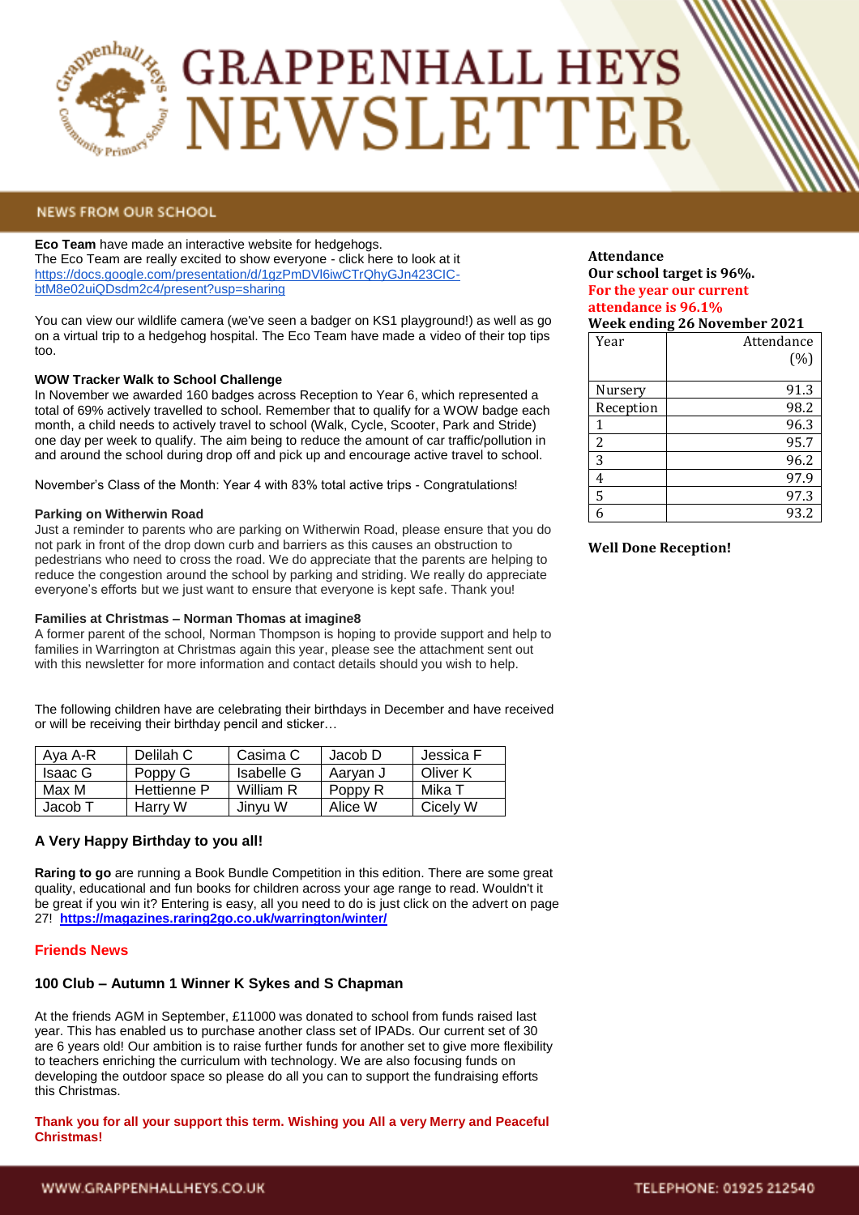# GRAPPENHALL HEYS NEWSLETTER

## NEWS FROM OUR SCHOOL

**Eco Team** have made an interactive website for hedgehogs.
The Eco Team are really excited to show everyone - click here to look at it
https://docs.google.com/presentation/d/1gzPmDVl6iwCTrQhyGJn423CIC-btM8e02uiQDsdm2c4/present?usp=sharing

You can view our wildlife camera (we've seen a badger on KS1 playground!) as well as go on a virtual trip to a hedgehog hospital. The Eco Team have made a video of their top tips too.

**WOW Tracker Walk to School Challenge**

In November we awarded 160 badges across Reception to Year 6, which represented a total of 69% actively travelled to school. Remember that to qualify for a WOW badge each month, a child needs to actively travel to school (Walk, Cycle, Scooter, Park and Stride) one day per week to qualify. The aim being to reduce the amount of car traffic/pollution in and around the school during drop off and pick up and encourage active travel to school.

November's Class of the Month: Year 4 with 83% total active trips - Congratulations!

**Parking on Witherwin Road**

Just a reminder to parents who are parking on Witherwin Road, please ensure that you do not park in front of the drop down curb and barriers as this causes an obstruction to pedestrians who need to cross the road. We do appreciate that the parents are helping to reduce the congestion around the school by parking and striding. We really do appreciate everyone's efforts but we just want to ensure that everyone is kept safe. Thank you!

**Families at Christmas – Norman Thomas at imagine8**

A former parent of the school, Norman Thompson is hoping to provide support and help to families in Warrington at Christmas again this year, please see the attachment sent out with this newsletter for more information and contact details should you wish to help.

The following children have are celebrating their birthdays in December and have received or will be receiving their birthday pencil and sticker…

| | | | | |
|---|---|---|---|---|
| Aya A-R | Delilah C | Casima C | Jacob D | Jessica F |
| Isaac G | Poppy G | Isabelle G | Aaryan J | Oliver K |
| Max M | Hettienne P | William R | Poppy R | Mika T |
| Jacob T | Harry W | Jinyu W | Alice W | Cicely W |

**A Very Happy Birthday to you all!**

**Raring to go** are running a Book Bundle Competition in this edition. There are some great quality, educational and fun books for children across your age range to read. Wouldn't it be great if you win it? Entering is easy, all you need to do is just click on the advert on page 27! **https://magazines.raring2go.co.uk/warrington/winter/**

### Friends News

**100 Club – Autumn 1 Winner K Sykes and S Chapman**

At the friends AGM in September, £11000 was donated to school from funds raised last year. This has enabled us to purchase another class set of IPADs. Our current set of 30 are 6 years old! Our ambition is to raise further funds for another set to give more flexibility to teachers enriching the curriculum with technology. We are also focusing funds on developing the outdoor space so please do all you can to support the fundraising efforts this Christmas.

**Thank you for all your support this term. Wishing you All a very Merry and Peaceful Christmas!**

**Attendance**

**Our school target is 96%.**

**For the year our current attendance is 96.1%**

**Week ending 26 November 2021**

| Year | Attendance (%) |
|---|---|
| Nursery | 91.3 |
| Reception | 98.2 |
| 1 | 96.3 |
| 2 | 95.7 |
| 3 | 96.2 |
| 4 | 97.9 |
| 5 | 97.3 |
| 6 | 93.2 |

**Well Done Reception!**

WWW.GRAPPENHALLHEYS.CO.UK TELEPHONE: 01925 212540